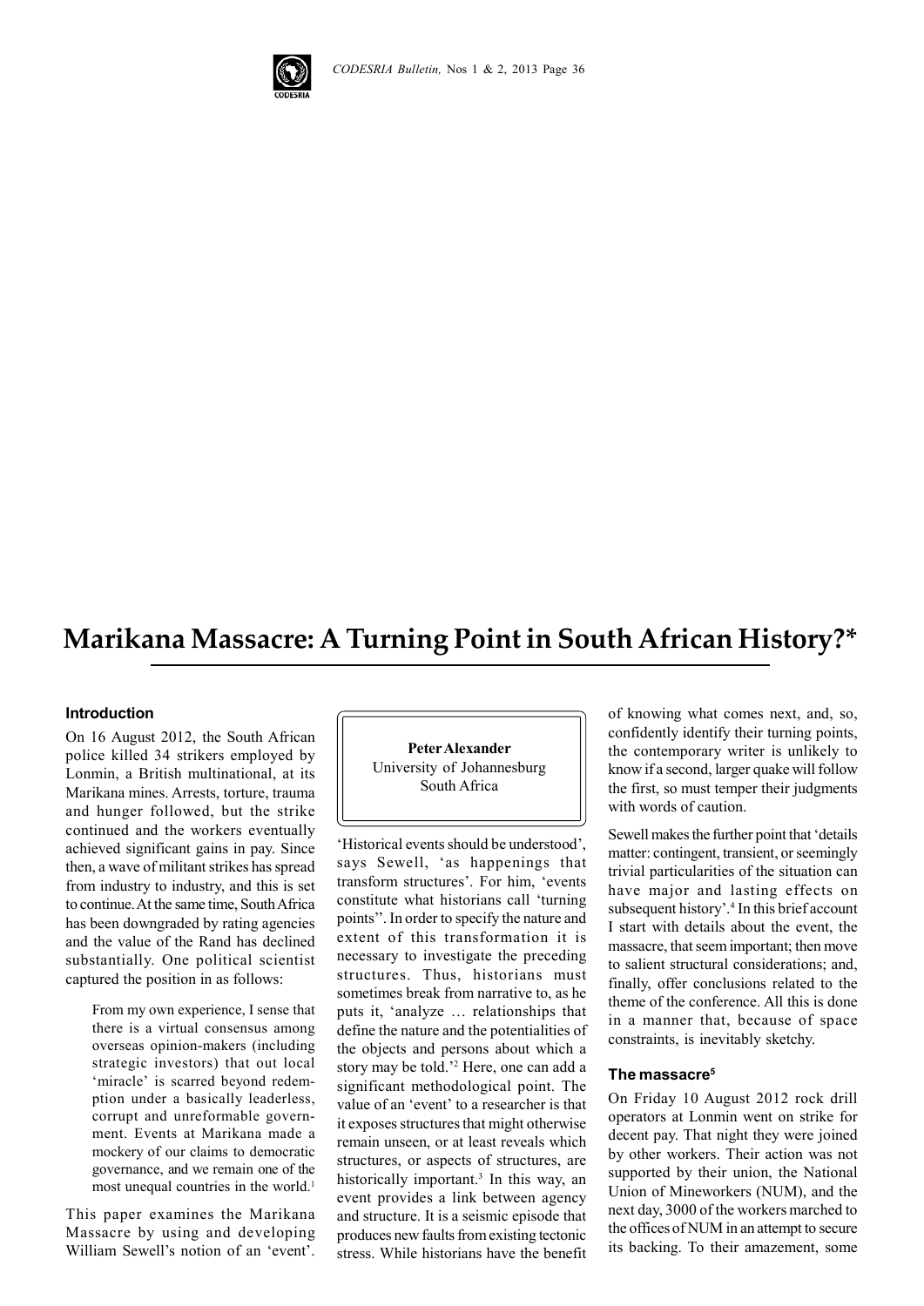# Marikana Massacre: A Turning Point in South African History?*

**Peter Alexander**
University of Johannesburg
South Africa

## Introduction

On 16 August 2012, the South African police killed 34 strikers employed by Lonmin, a British multinational, at its Marikana mines. Arrests, torture, trauma and hunger followed, but the strike continued and the workers eventually achieved significant gains in pay. Since then, a wave of militant strikes has spread from industry to industry, and this is set to continue. At the same time, South Africa has been downgraded by rating agencies and the value of the Rand has declined substantially. One political scientist captured the position in as follows:

> From my own experience, I sense that there is a virtual consensus among overseas opinion-makers (including strategic investors) that out local 'miracle' is scarred beyond redemption under a basically leaderless, corrupt and unreformable government. Events at Marikana made a mockery of our claims to democratic governance, and we remain one of the most unequal countries in the world.[1]

This paper examines the Marikana Massacre by using and developing William Sewell's notion of an 'event'. 'Historical events should be understood', says Sewell, 'as happenings that transform structures'. For him, 'events constitute what historians call 'turning points''. In order to specify the nature and extent of this transformation it is necessary to investigate the preceding structures. Thus, historians must sometimes break from narrative to, as he puts it, 'analyze … relationships that define the nature and the potentialities of the objects and persons about which a story may be told.'[2] Here, one can add a significant methodological point. The value of an 'event' to a researcher is that it exposes structures that might otherwise remain unseen, or at least reveals which structures, or aspects of structures, are historically important.[3] In this way, an event provides a link between agency and structure. It is a seismic episode that produces new faults from existing tectonic stress. While historians have the benefit of knowing what comes next, and, so, confidently identify their turning points, the contemporary writer is unlikely to know if a second, larger quake will follow the first, so must temper their judgments with words of caution.

Sewell makes the further point that 'details matter: contingent, transient, or seemingly trivial particularities of the situation can have major and lasting effects on subsequent history'.[4] In this brief account I start with details about the event, the massacre, that seem important; then move to salient structural considerations; and, finally, offer conclusions related to the theme of the conference. All this is done in a manner that, because of space constraints, is inevitably sketchy.

## The massacre[5]

On Friday 10 August 2012 rock drill operators at Lonmin went on strike for decent pay. That night they were joined by other workers. Their action was not supported by their union, the National Union of Mineworkers (NUM), and the next day, 3000 of the workers marched to the offices of NUM in an attempt to secure its backing. To their amazement, some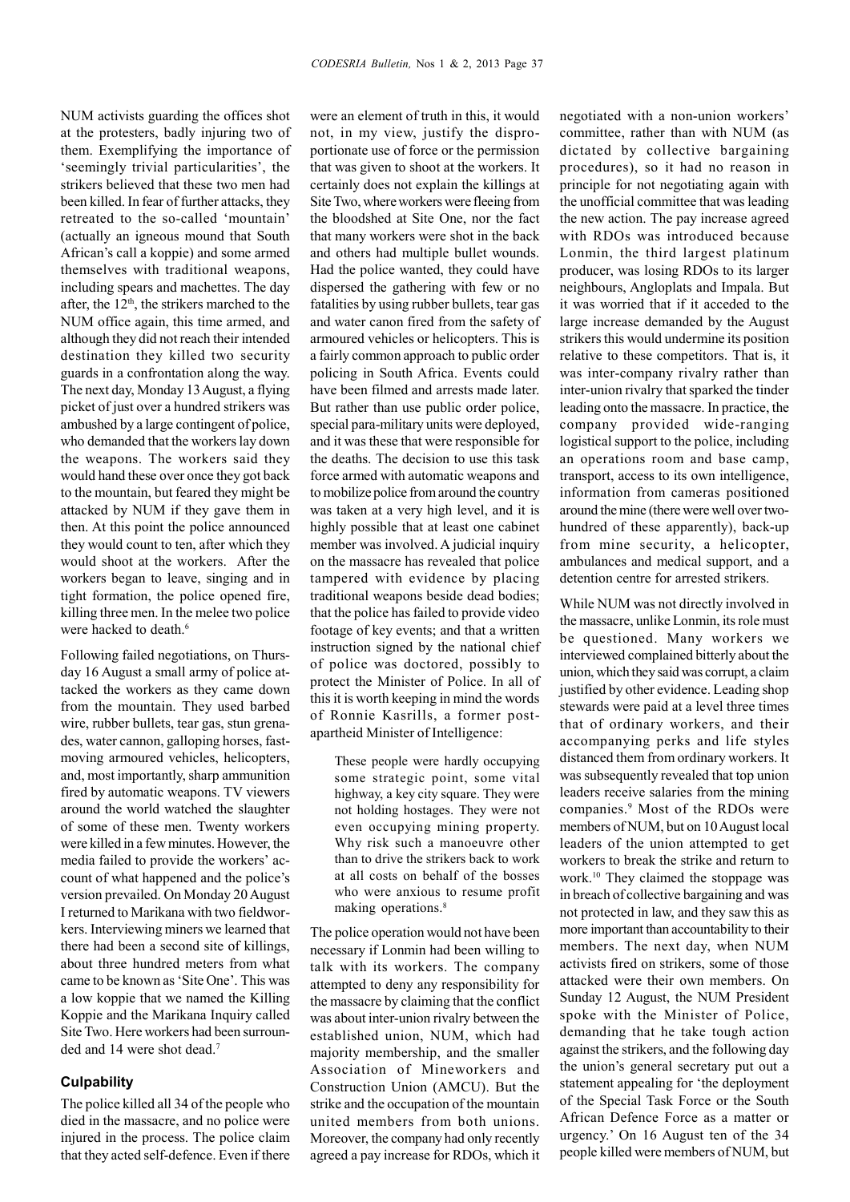NUM activists guarding the offices shot at the protesters, badly injuring two of them. Exemplifying the importance of 'seemingly trivial particularities', the strikers believed that these two men had been killed. In fear of further attacks, they retreated to the so-called 'mountain' (actually an igneous mound that South African's call a koppie) and some armed themselves with traditional weapons, including spears and machettes. The day after, the 12th, the strikers marched to the NUM office again, this time armed, and although they did not reach their intended destination they killed two security guards in a confrontation along the way. The next day, Monday 13 August, a flying picket of just over a hundred strikers was ambushed by a large contingent of police, who demanded that the workers lay down the weapons. The workers said they would hand these over once they got back to the mountain, but feared they might be attacked by NUM if they gave them in then. At this point the police announced they would count to ten, after which they would shoot at the workers. After the workers began to leave, singing and in tight formation, the police opened fire, killing three men. In the melee two police were hacked to death.[6]

Following failed negotiations, on Thursday 16 August a small army of police attacked the workers as they came down from the mountain. They used barbed wire, rubber bullets, tear gas, stun grenades, water cannon, galloping horses, fast-moving armoured vehicles, helicopters, and, most importantly, sharp ammunition fired by automatic weapons. TV viewers around the world watched the slaughter of some of these men. Twenty workers were killed in a few minutes. However, the media failed to provide the workers' account of what happened and the police's version prevailed. On Monday 20 August I returned to Marikana with two fieldworkers. Interviewing miners we learned that there had been a second site of killings, about three hundred meters from what came to be known as 'Site One'. This was a low koppie that we named the Killing Koppie and the Marikana Inquiry called Site Two. Here workers had been surrounded and 14 were shot dead.[7]

## Culpability

The police killed all 34 of the people who died in the massacre, and no police were injured in the process. The police claim that they acted self-defence. Even if there were an element of truth in this, it would not, in my view, justify the disproportionate use of force or the permission that was given to shoot at the workers. It certainly does not explain the killings at Site Two, where workers were fleeing from the bloodshed at Site One, nor the fact that many workers were shot in the back and others had multiple bullet wounds. Had the police wanted, they could have dispersed the gathering with few or no fatalities by using rubber bullets, tear gas and water canon fired from the safety of armoured vehicles or helicopters. This is a fairly common approach to public order policing in South Africa. Events could have been filmed and arrests made later. But rather than use public order police, special para-military units were deployed, and it was these that were responsible for the deaths. The decision to use this task force armed with automatic weapons and to mobilize police from around the country was taken at a very high level, and it is highly possible that at least one cabinet member was involved. A judicial inquiry on the massacre has revealed that police tampered with evidence by placing traditional weapons beside dead bodies; that the police has failed to provide video footage of key events; and that a written instruction signed by the national chief of police was doctored, possibly to protect the Minister of Police. In all of this it is worth keeping in mind the words of Ronnie Kasrills, a former post-apartheid Minister of Intelligence:

> These people were hardly occupying some strategic point, some vital highway, a key city square. They were not holding hostages. They were not even occupying mining property. Why risk such a manoeuvre other than to drive the strikers back to work at all costs on behalf of the bosses who were anxious to resume profit making operations.[8]

The police operation would not have been necessary if Lonmin had been willing to talk with its workers. The company attempted to deny any responsibility for the massacre by claiming that the conflict was about inter-union rivalry between the established union, NUM, which had majority membership, and the smaller Association of Mineworkers and Construction Union (AMCU). But the strike and the occupation of the mountain united members from both unions. Moreover, the company had only recently agreed a pay increase for RDOs, which it negotiated with a non-union workers' committee, rather than with NUM (as dictated by collective bargaining procedures), so it had no reason in principle for not negotiating again with the unofficial committee that was leading the new action. The pay increase agreed with RDOs was introduced because Lonmin, the third largest platinum producer, was losing RDOs to its larger neighbours, Angloplats and Impala. But it was worried that if it acceded to the large increase demanded by the August strikers this would undermine its position relative to these competitors. That is, it was inter-company rivalry rather than inter-union rivalry that sparked the tinder leading onto the massacre. In practice, the company provided wide-ranging logistical support to the police, including an operations room and base camp, transport, access to its own intelligence, information from cameras positioned around the mine (there were well over two-hundred of these apparently), back-up from mine security, a helicopter, ambulances and medical support, and a detention centre for arrested strikers.

While NUM was not directly involved in the massacre, unlike Lonmin, its role must be questioned. Many workers we interviewed complained bitterly about the union, which they said was corrupt, a claim justified by other evidence. Leading shop stewards were paid at a level three times that of ordinary workers, and their accompanying perks and life styles distanced them from ordinary workers. It was subsequently revealed that top union leaders receive salaries from the mining companies.[9] Most of the RDOs were members of NUM, but on 10 August local leaders of the union attempted to get workers to break the strike and return to work.[10] They claimed the stoppage was in breach of collective bargaining and was not protected in law, and they saw this as more important than accountability to their members. The next day, when NUM activists fired on strikers, some of those attacked were their own members. On Sunday 12 August, the NUM President spoke with the Minister of Police, demanding that he take tough action against the strikers, and the following day the union's general secretary put out a statement appealing for 'the deployment of the Special Task Force or the South African Defence Force as a matter or urgency.' On 16 August ten of the 34 people killed were members of NUM, but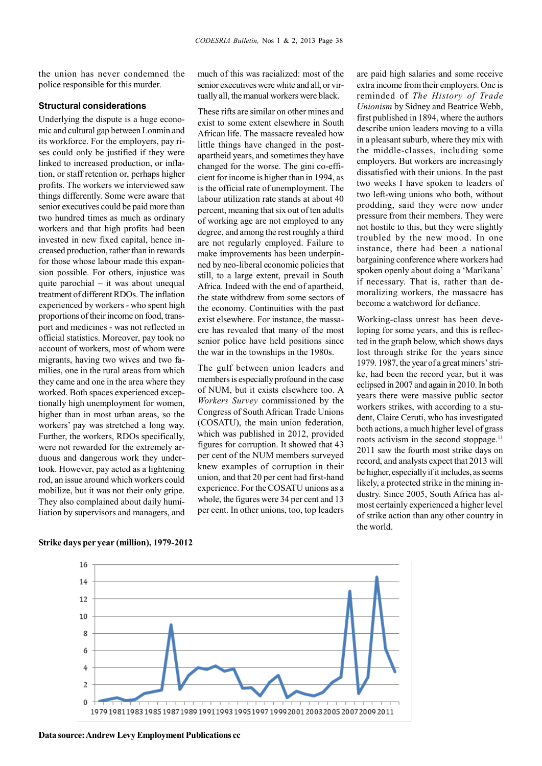the union has never condemned the police responsible for this murder.

### Structural considerations

Underlying the dispute is a huge economic and cultural gap between Lonmin and its workforce. For the employers, pay rises could only be justified if they were linked to increased production, or inflation, or staff retention or, perhaps higher profits. The workers we interviewed saw things differently. Some were aware that senior executives could be paid more than two hundred times as much as ordinary workers and that high profits had been invested in new fixed capital, hence increased production, rather than in rewards for those whose labour made this expansion possible. For others, injustice was quite parochial – it was about unequal treatment of different RDOs. The inflation experienced by workers - who spent high proportions of their income on food, transport and medicines - was not reflected in official statistics. Moreover, pay took no account of workers, most of whom were migrants, having two wives and two families, one in the rural areas from which they came and one in the area where they worked. Both spaces experienced exceptionally high unemployment for women, higher than in most urban areas, so the workers' pay was stretched a long way. Further, the workers, RDOs specifically, were not rewarded for the extremely arduous and dangerous work they undertook. However, pay acted as a lightening rod, an issue around which workers could mobilize, but it was not their only gripe. They also complained about daily humiliation by supervisors and managers, and much of this was racialized: most of the senior executives were white and all, or virtually all, the manual workers were black.

These rifts are similar on other mines and exist to some extent elsewhere in South African life. The massacre revealed how little things have changed in the post-apartheid years, and sometimes they have changed for the worse. The gini co-efficient for income is higher than in 1994, as is the official rate of unemployment. The labour utilization rate stands at about 40 percent, meaning that six out of ten adults of working age are not employed to any degree, and among the rest roughly a third are not regularly employed. Failure to make improvements has been underpinned by neo-liberal economic policies that still, to a large extent, prevail in South Africa. Indeed with the end of apartheid, the state withdrew from some sectors of the economy. Continuities with the past exist elsewhere. For instance, the massacre has revealed that many of the most senior police have held positions since the war in the townships in the 1980s.

The gulf between union leaders and members is especially profound in the case of NUM, but it exists elsewhere too. A *Workers Survey* commissioned by the Congress of South African Trade Unions (COSATU), the main union federation, which was published in 2012, provided figures for corruption. It showed that 43 per cent of the NUM members surveyed knew examples of corruption in their union, and that 20 per cent had first-hand experience. For the COSATU unions as a whole, the figures were 34 per cent and 13 per cent. In other unions, too, top leaders are paid high salaries and some receive extra income from their employers. One is reminded of *The History of Trade Unionism* by Sidney and Beatrice Webb, first published in 1894, where the authors describe union leaders moving to a villa in a pleasant suburb, where they mix with the middle-classes, including some employers. But workers are increasingly dissatisfied with their unions. In the past two weeks I have spoken to leaders of two left-wing unions who both, without prodding, said they were now under pressure from their members. They were not hostile to this, but they were slightly troubled by the new mood. In one instance, there had been a national bargaining conference where workers had spoken openly about doing a 'Marikana' if necessary. That is, rather than demoralizing workers, the massacre has become a watchword for defiance.

Working-class unrest has been developing for some years, and this is reflected in the graph below, which shows days lost through strike for the years since 1979. 1987, the year of a great miners' strike, had been the record year, but it was eclipsed in 2007 and again in 2010. In both years there were massive public sector workers strikes, with according to a student, Claire Ceruti, who has investigated both actions, a much higher level of grass roots activism in the second stoppage.[11] 2011 saw the fourth most strike days on record, and analysts expect that 2013 will be higher, especially if it includes, as seems likely, a protected strike in the mining industry. Since 2005, South Africa has almost certainly experienced a higher level of strike action than any other country in the world.

**Strike days per year (million), 1979-2012**

**Data source: Andrew Levy Employment Publications cc**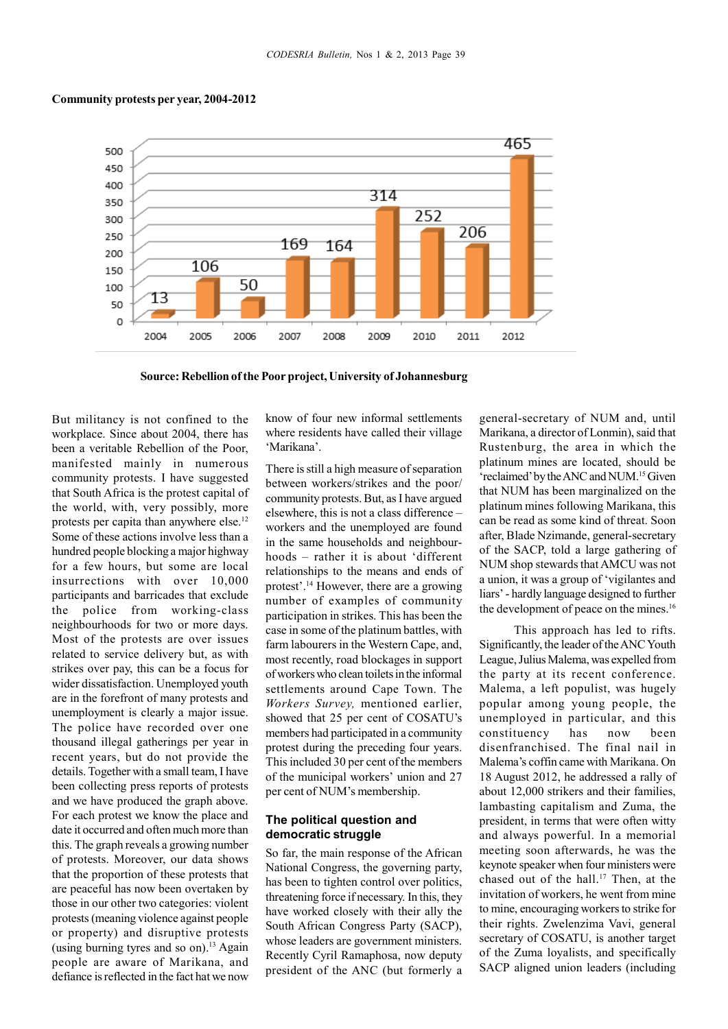**Community protests per year, 2004-2012**

| Year | 2004 | 2005 | 2006 | 2007 | 2008 | 2009 | 2010 | 2011 | 2012 |
|---|---|---|---|---|---|---|---|---|---|
| Protests | 13 | 106 | 50 | 169 | 164 | 314 | 252 | 206 | 465 |

**Source: Rebellion of the Poor project, University of Johannesburg**

But militancy is not confined to the workplace. Since about 2004, there has been a veritable Rebellion of the Poor, manifested mainly in numerous community protests. I have suggested that South Africa is the protest capital of the world, with, very possibly, more protests per capita than anywhere else.[12] Some of these actions involve less than a hundred people blocking a major highway for a few hours, but some are local insurrections with over 10,000 participants and barricades that exclude the police from working-class neighbourhoods for two or more days. Most of the protests are over issues related to service delivery but, as with strikes over pay, this can be a focus for wider dissatisfaction. Unemployed youth are in the forefront of many protests and unemployment is clearly a major issue. The police have recorded over one thousand illegal gatherings per year in recent years, but do not provide the details. Together with a small team, I have been collecting press reports of protests and we have produced the graph above. For each protest we know the place and date it occurred and often much more than this. The graph reveals a growing number of protests. Moreover, our data shows that the proportion of these protests that are peaceful has now been overtaken by those in our other two categories: violent protests (meaning violence against people or property) and disruptive protests (using burning tyres and so on).[13] Again people are aware of Marikana, and defiance is reflected in the fact that we now know of four new informal settlements where residents have called their village 'Marikana'.

There is still a high measure of separation between workers/strikes and the poor/community protests. But, as I have argued elsewhere, this is not a class difference – workers and the unemployed are found in the same households and neighbourhoods – rather it is about 'different relationships to the means and ends of protest'.[14] However, there are a growing number of examples of community participation in strikes. This has been the case in some of the platinum battles, with farm labourers in the Western Cape, and, most recently, road blockages in support of workers who clean toilets in the informal settlements around Cape Town. The *Workers Survey,* mentioned earlier, showed that 25 per cent of COSATU's members had participated in a community protest during the preceding four years. This included 30 per cent of the members of the municipal workers' union and 27 per cent of NUM's membership.

## The political question and democratic struggle

So far, the main response of the African National Congress, the governing party, has been to tighten control over politics, threatening force if necessary. In this, they have worked closely with their ally the South African Congress Party (SACP), whose leaders are government ministers. Recently Cyril Ramaphosa, now deputy president of the ANC (but formerly a general-secretary of NUM and, until Marikana, a director of Lonmin), said that Rustenburg, the area in which the platinum mines are located, should be 'reclaimed' by the ANC and NUM.[15] Given that NUM has been marginalized on the platinum mines following Marikana, this can be read as some kind of threat. Soon after, Blade Nzimande, general-secretary of the SACP, told a large gathering of NUM shop stewards that AMCU was not a union, it was a group of 'vigilantes and liars' - hardly language designed to further the development of peace on the mines.[16]

This approach has led to rifts. Significantly, the leader of the ANC Youth League, Julius Malema, was expelled from the party at its recent conference. Malema, a left populist, was hugely popular among young people, the unemployed in particular, and this constituency has now been disenfranchised. The final nail in Malema's coffin came with Marikana. On 18 August 2012, he addressed a rally of about 12,000 strikers and their families, lambasting capitalism and Zuma, the president, in terms that were often witty and always powerful. In a memorial meeting soon afterwards, he was the keynote speaker when four ministers were chased out of the hall.[17] Then, at the invitation of workers, he went from mine to mine, encouraging workers to strike for their rights. Zwelenzima Vavi, general secretary of COSATU, is another target of the Zuma loyalists, and specifically SACP aligned union leaders (including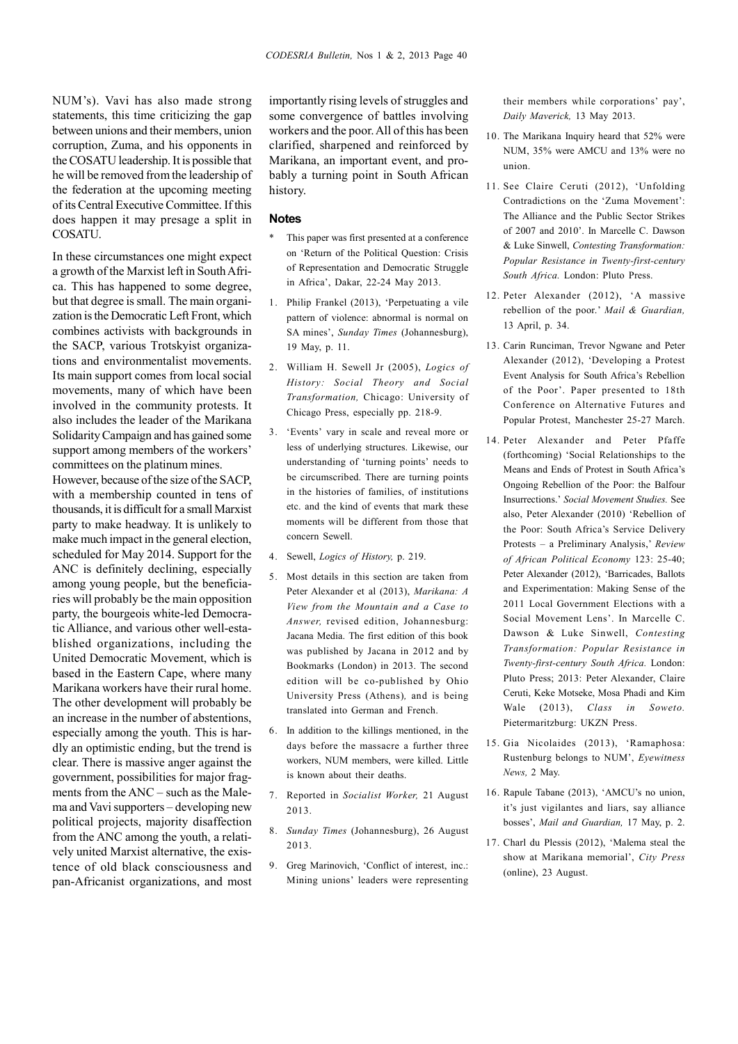NUM's). Vavi has also made strong statements, this time criticizing the gap between unions and their members, union corruption, Zuma, and his opponents in the COSATU leadership. It is possible that he will be removed from the leadership of the federation at the upcoming meeting of its Central Executive Committee. If this does happen it may presage a split in COSATU.

In these circumstances one might expect a growth of the Marxist left in South Africa. This has happened to some degree, but that degree is small. The main organization is the Democratic Left Front, which combines activists with backgrounds in the SACP, various Trotskyist organizations and environmentalist movements. Its main support comes from local social movements, many of which have been involved in the community protests. It also includes the leader of the Marikana Solidarity Campaign and has gained some support among members of the workers' committees on the platinum mines.

However, because of the size of the SACP, with a membership counted in tens of thousands, it is difficult for a small Marxist party to make headway. It is unlikely to make much impact in the general election, scheduled for May 2014. Support for the ANC is definitely declining, especially among young people, but the beneficiaries will probably be the main opposition party, the bourgeois white-led Democratic Alliance, and various other well-established organizations, including the United Democratic Movement, which is based in the Eastern Cape, where many Marikana workers have their rural home. The other development will probably be an increase in the number of abstentions, especially among the youth. This is hardly an optimistic ending, but the trend is clear. There is massive anger against the government, possibilities for major fragments from the ANC – such as the Malema and Vavi supporters – developing new political projects, majority disaffection from the ANC among the youth, a relatively united Marxist alternative, the existence of old black consciousness and pan-Africanist organizations, and most importantly rising levels of struggles and some convergence of battles involving workers and the poor. All of this has been clarified, sharpened and reinforced by Marikana, an important event, and probably a turning point in South African history.

## Notes

\* This paper was first presented at a conference on 'Return of the Political Question: Crisis of Representation and Democratic Struggle in Africa', Dakar, 22-24 May 2013.

1. Philip Frankel (2013), 'Perpetuating a vile pattern of violence: abnormal is normal on SA mines', *Sunday Times* (Johannesburg), 19 May, p. 11.
2. William H. Sewell Jr (2005), *Logics of History: Social Theory and Social Transformation,* Chicago: University of Chicago Press, especially pp. 218-9.
3. 'Events' vary in scale and reveal more or less of underlying structures. Likewise, our understanding of 'turning points' needs to be circumscribed. There are turning points in the histories of families, of institutions etc. and the kind of events that mark these moments will be different from those that concern Sewell.
4. Sewell, *Logics of History,* p. 219.
5. Most details in this section are taken from Peter Alexander et al (2013), *Marikana: A View from the Mountain and a Case to Answer,* revised edition, Johannesburg: Jacana Media. The first edition of this book was published by Jacana in 2012 and by Bookmarks (London) in 2013. The second edition will be co-published by Ohio University Press (Athens), and is being translated into German and French.
6. In addition to the killings mentioned, in the days before the massacre a further three workers, NUM members, were killed. Little is known about their deaths.
7. Reported in *Socialist Worker,* 21 August 2013.
8. *Sunday Times* (Johannesburg), 26 August 2013.
9. Greg Marinovich, 'Conflict of interest, inc.: Mining unions' leaders were representing their members while corporations' pay', *Daily Maverick,* 13 May 2013.
10. The Marikana Inquiry heard that 52% were NUM, 35% were AMCU and 13% were no union.
11. See Claire Ceruti (2012), 'Unfolding Contradictions on the 'Zuma Movement': The Alliance and the Public Sector Strikes of 2007 and 2010'. In Marcelle C. Dawson & Luke Sinwell, *Contesting Transformation: Popular Resistance in Twenty-first-century South Africa.* London: Pluto Press.
12. Peter Alexander (2012), 'A massive rebellion of the poor.' *Mail & Guardian,* 13 April, p. 34.
13. Carin Runciman, Trevor Ngwane and Peter Alexander (2012), 'Developing a Protest Event Analysis for South Africa's Rebellion of the Poor'. Paper presented to 18th Conference on Alternative Futures and Popular Protest, Manchester 25-27 March.
14. Peter Alexander and Peter Pfaffe (forthcoming) 'Social Relationships to the Means and Ends of Protest in South Africa's Ongoing Rebellion of the Poor: the Balfour Insurrections.' *Social Movement Studies.* See also, Peter Alexander (2010) 'Rebellion of the Poor: South Africa's Service Delivery Protests – a Preliminary Analysis,' *Review of African Political Economy* 123: 25-40; Peter Alexander (2012), 'Barricades, Ballots and Experimentation: Making Sense of the 2011 Local Government Elections with a Social Movement Lens'. In Marcelle C. Dawson & Luke Sinwell, *Contesting Transformation: Popular Resistance in Twenty-first-century South Africa.* London: Pluto Press; 2013: Peter Alexander, Claire Ceruti, Keke Motseke, Mosa Phadi and Kim Wale (2013), *Class in Soweto.* Pietermaritzburg: UKZN Press.
15. Gia Nicolaides (2013), 'Ramaphosa: Rustenburg belongs to NUM', *Eyewitness News,* 2 May.
16. Rapule Tabane (2013), 'AMCU's no union, it's just vigilantes and liars, say alliance bosses', *Mail and Guardian,* 17 May, p. 2.
17. Charl du Plessis (2012), 'Malema steal the show at Marikana memorial', *City Press* (online), 23 August.